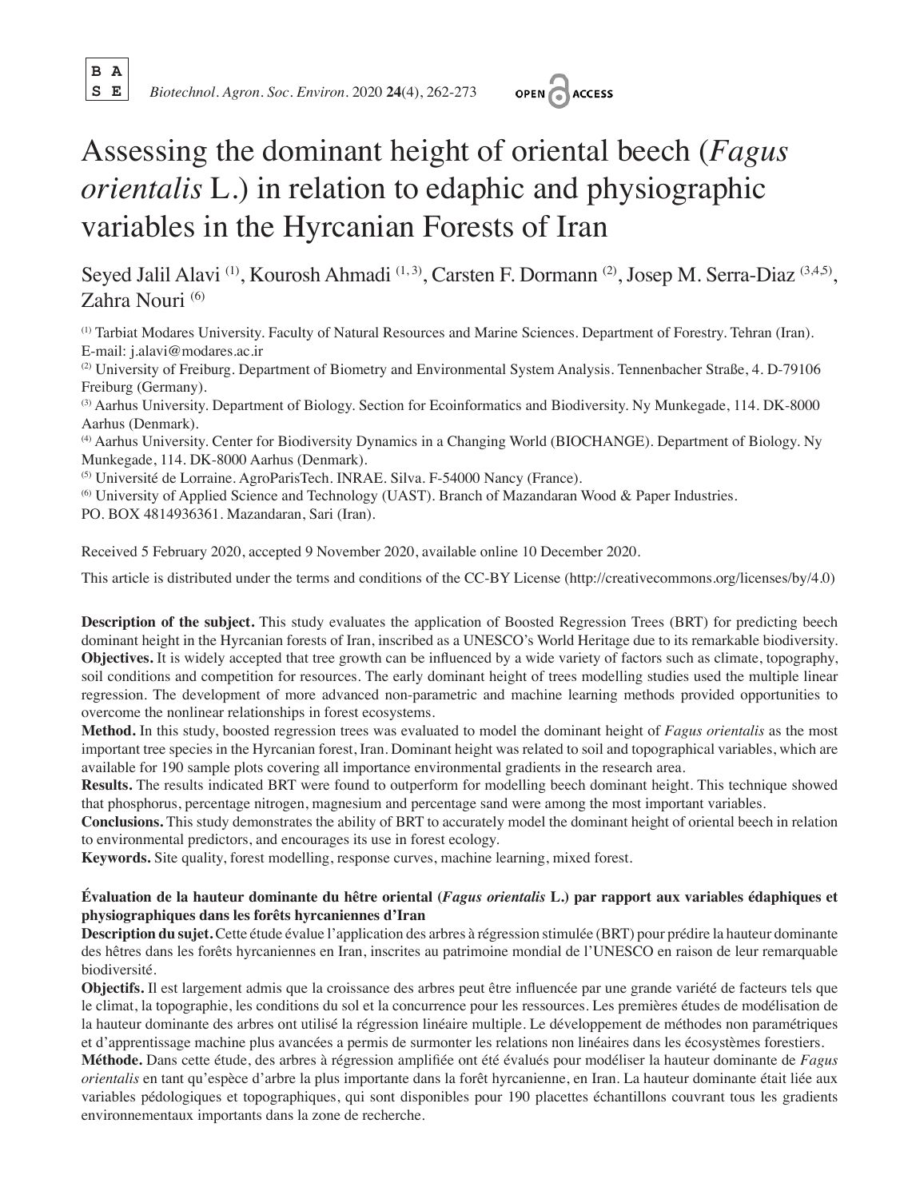# Assessing the dominant height of oriental beech (*Fagus orientalis* L.) in relation to edaphic and physiographic variables in the Hyrcanian Forests of Iran

Seyed Jalil Alavi [1], Kourosh Ahmadi [1, 3], Carsten F. Dormann [2], Josep M. Serra-Diaz [3,4,5], Zahra Nouri [6]

[1] Tarbiat Modares University. Faculty of Natural Resources and Marine Sciences. Department of Forestry. Tehran (Iran). E-mail: j.alavi@modares.ac.ir

[2] University of Freiburg. Department of Biometry and Environmental System Analysis. Tennenbacher Straße, 4. D-79106 Freiburg (Germany).

[3] Aarhus University. Department of Biology. Section for Ecoinformatics and Biodiversity. Ny Munkegade, 114. DK-8000 Aarhus (Denmark).

[4] Aarhus University. Center for Biodiversity Dynamics in a Changing World (BIOCHANGE). Department of Biology. Ny Munkegade, 114. DK-8000 Aarhus (Denmark).

[5] Université de Lorraine. AgroParisTech. INRAE. Silva. F-54000 Nancy (France).

[6] University of Applied Science and Technology (UAST). Branch of Mazandaran Wood & Paper Industries. PO. BOX 4814936361. Mazandaran, Sari (Iran).

Received 5 February 2020, accepted 9 November 2020, available online 10 December 2020.

This article is distributed under the terms and conditions of the CC-BY License (http://creativecommons.org/licenses/by/4.0)

**Description of the subject.** This study evaluates the application of Boosted Regression Trees (BRT) for predicting beech dominant height in the Hyrcanian forests of Iran, inscribed as a UNESCO's World Heritage due to its remarkable biodiversity.

**Objectives.** It is widely accepted that tree growth can be influenced by a wide variety of factors such as climate, topography, soil conditions and competition for resources. The early dominant height of trees modelling studies used the multiple linear regression. The development of more advanced non-parametric and machine learning methods provided opportunities to overcome the nonlinear relationships in forest ecosystems.

**Method.** In this study, boosted regression trees was evaluated to model the dominant height of *Fagus orientalis* as the most important tree species in the Hyrcanian forest, Iran. Dominant height was related to soil and topographical variables, which are available for 190 sample plots covering all importance environmental gradients in the research area.

**Results.** The results indicated BRT were found to outperform for modelling beech dominant height. This technique showed that phosphorus, percentage nitrogen, magnesium and percentage sand were among the most important variables.

**Conclusions.** This study demonstrates the ability of BRT to accurately model the dominant height of oriental beech in relation to environmental predictors, and encourages its use in forest ecology.

**Keywords.** Site quality, forest modelling, response curves, machine learning, mixed forest.

**Évaluation de la hauteur dominante du hêtre oriental (*Fagus orientalis* L.) par rapport aux variables édaphiques et physiographiques dans les forêts hyrcaniennes d'Iran**

**Description du sujet.** Cette étude évalue l'application des arbres à régression stimulée (BRT) pour prédire la hauteur dominante des hêtres dans les forêts hyrcaniennes en Iran, inscrites au patrimoine mondial de l'UNESCO en raison de leur remarquable biodiversité.

**Objectifs.** Il est largement admis que la croissance des arbres peut être influencée par une grande variété de facteurs tels que le climat, la topographie, les conditions du sol et la concurrence pour les ressources. Les premières études de modélisation de la hauteur dominante des arbres ont utilisé la régression linéaire multiple. Le développement de méthodes non paramétriques et d'apprentissage machine plus avancées a permis de surmonter les relations non linéaires dans les écosystèmes forestiers.

**Méthode.** Dans cette étude, des arbres à régression amplifiée ont été évalués pour modéliser la hauteur dominante de *Fagus orientalis* en tant qu'espèce d'arbre la plus importante dans la forêt hyrcanienne, en Iran. La hauteur dominante était liée aux variables pédologiques et topographiques, qui sont disponibles pour 190 placettes échantillons couvrant tous les gradients environnementaux importants dans la zone de recherche.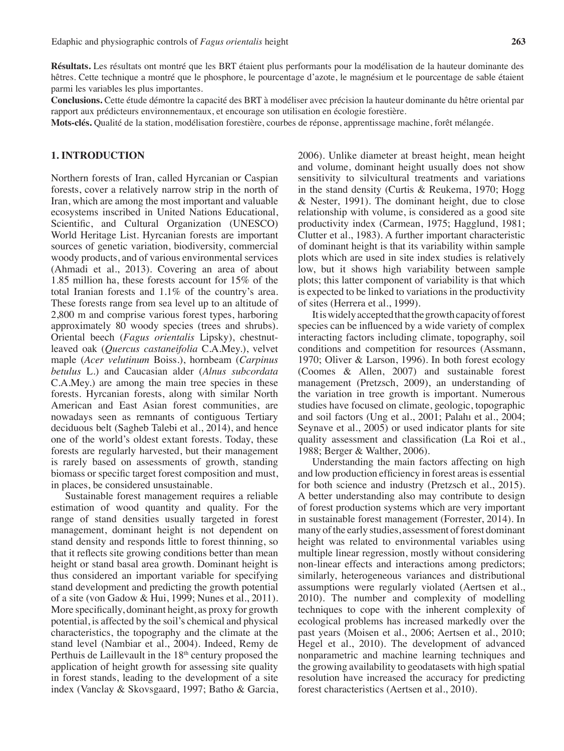**Résultats.** Les résultats ont montré que les BRT étaient plus performants pour la modélisation de la hauteur dominante des hêtres. Cette technique a montré que le phosphore, le pourcentage d'azote, le magnésium et le pourcentage de sable étaient parmi les variables les plus importantes.

**Conclusions.** Cette étude démontre la capacité des BRT à modéliser avec précision la hauteur dominante du hêtre oriental par rapport aux prédicteurs environnementaux, et encourage son utilisation en écologie forestière.

**Mots-clés.** Qualité de la station, modélisation forestière, courbes de réponse, apprentissage machine, forêt mélangée.

## 1. INTRODUCTION

Northern forests of Iran, called Hyrcanian or Caspian forests, cover a relatively narrow strip in the north of Iran, which are among the most important and valuable ecosystems inscribed in United Nations Educational, Scientific, and Cultural Organization (UNESCO) World Heritage List. Hyrcanian forests are important sources of genetic variation, biodiversity, commercial woody products, and of various environmental services (Ahmadi et al., 2013). Covering an area of about 1.85 million ha, these forests account for 15% of the total Iranian forests and 1.1% of the country's area. These forests range from sea level up to an altitude of 2,800 m and comprise various forest types, harboring approximately 80 woody species (trees and shrubs). Oriental beech (*Fagus orientalis* Lipsky), chestnut-leaved oak (*Quercus castaneifolia* C.A.Mey.), velvet maple (*Acer velutinum* Boiss.), hornbeam (*Carpinus betulus* L.) and Caucasian alder (*Alnus subcordata* C.A.Mey.) are among the main tree species in these forests. Hyrcanian forests, along with similar North American and East Asian forest communities, are nowadays seen as remnants of contiguous Tertiary deciduous belt (Sagheb Talebi et al., 2014), and hence one of the world's oldest extant forests. Today, these forests are regularly harvested, but their management is rarely based on assessments of growth, standing biomass or specific target forest composition and must, in places, be considered unsustainable.

Sustainable forest management requires a reliable estimation of wood quantity and quality. For the range of stand densities usually targeted in forest management, dominant height is not dependent on stand density and responds little to forest thinning, so that it reflects site growing conditions better than mean height or stand basal area growth. Dominant height is thus considered an important variable for specifying stand development and predicting the growth potential of a site (von Gadow & Hui, 1999; Nunes et al., 2011). More specifically, dominant height, as proxy for growth potential, is affected by the soil's chemical and physical characteristics, the topography and the climate at the stand level (Nambiar et al., 2004). Indeed, Remy de Perthuis de Laillevault in the 18th century proposed the application of height growth for assessing site quality in forest stands, leading to the development of a site index (Vanclay & Skovsgaard, 1997; Batho & Garcia, 2006). Unlike diameter at breast height, mean height and volume, dominant height usually does not show sensitivity to silvicultural treatments and variations in the stand density (Curtis & Reukema, 1970; Hogg & Nester, 1991). The dominant height, due to close relationship with volume, is considered as a good site productivity index (Carmean, 1975; Hagglund, 1981; Clutter et al., 1983). A further important characteristic of dominant height is that its variability within sample plots which are used in site index studies is relatively low, but it shows high variability between sample plots; this latter component of variability is that which is expected to be linked to variations in the productivity of sites (Herrera et al., 1999).

It is widely accepted that the growth capacity of forest species can be influenced by a wide variety of complex interacting factors including climate, topography, soil conditions and competition for resources (Assmann, 1970; Oliver & Larson, 1996). In both forest ecology (Coomes & Allen, 2007) and sustainable forest management (Pretzsch, 2009), an understanding of the variation in tree growth is important. Numerous studies have focused on climate, geologic, topographic and soil factors (Ung et al., 2001; Palahı et al., 2004; Seynave et al., 2005) or used indicator plants for site quality assessment and classification (La Roi et al., 1988; Berger & Walther, 2006).

Understanding the main factors affecting on high and low production efficiency in forest areas is essential for both science and industry (Pretzsch et al., 2015). A better understanding also may contribute to design of forest production systems which are very important in sustainable forest management (Forrester, 2014). In many of the early studies, assessment of forest dominant height was related to environmental variables using multiple linear regression, mostly without considering non-linear effects and interactions among predictors; similarly, heterogeneous variances and distributional assumptions were regularly violated (Aertsen et al., 2010). The number and complexity of modelling techniques to cope with the inherent complexity of ecological problems has increased markedly over the past years (Moisen et al., 2006; Aertsen et al., 2010; Hegel et al., 2010). The development of advanced nonparametric and machine learning techniques and the growing availability to geodatasets with high spatial resolution have increased the accuracy for predicting forest characteristics (Aertsen et al., 2010).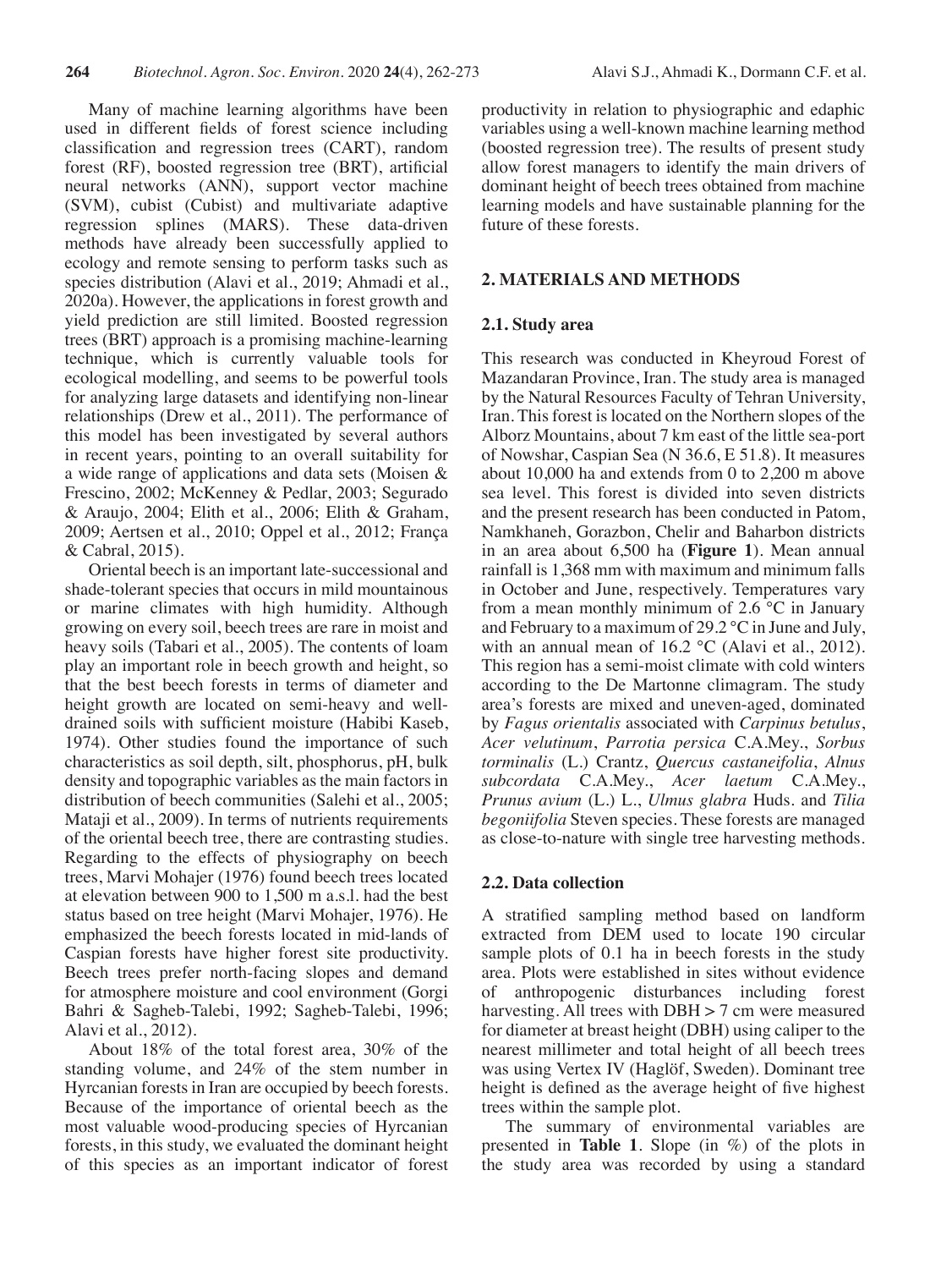Many of machine learning algorithms have been used in different fields of forest science including classification and regression trees (CART), random forest (RF), boosted regression tree (BRT), artificial neural networks (ANN), support vector machine (SVM), cubist (Cubist) and multivariate adaptive regression splines (MARS). These data-driven methods have already been successfully applied to ecology and remote sensing to perform tasks such as species distribution (Alavi et al., 2019; Ahmadi et al., 2020a). However, the applications in forest growth and yield prediction are still limited. Boosted regression trees (BRT) approach is a promising machine-learning technique, which is currently valuable tools for ecological modelling, and seems to be powerful tools for analyzing large datasets and identifying non-linear relationships (Drew et al., 2011). The performance of this model has been investigated by several authors in recent years, pointing to an overall suitability for a wide range of applications and data sets (Moisen & Frescino, 2002; McKenney & Pedlar, 2003; Segurado & Araujo, 2004; Elith et al., 2006; Elith & Graham, 2009; Aertsen et al., 2010; Oppel et al., 2012; França & Cabral, 2015).

Oriental beech is an important late-successional and shade-tolerant species that occurs in mild mountainous or marine climates with high humidity. Although growing on every soil, beech trees are rare in moist and heavy soils (Tabari et al., 2005). The contents of loam play an important role in beech growth and height, so that the best beech forests in terms of diameter and height growth are located on semi-heavy and well-drained soils with sufficient moisture (Habibi Kaseb, 1974). Other studies found the importance of such characteristics as soil depth, silt, phosphorus, pH, bulk density and topographic variables as the main factors in distribution of beech communities (Salehi et al., 2005; Mataji et al., 2009). In terms of nutrients requirements of the oriental beech tree, there are contrasting studies. Regarding to the effects of physiography on beech trees, Marvi Mohajer (1976) found beech trees located at elevation between 900 to 1,500 m a.s.l. had the best status based on tree height (Marvi Mohajer, 1976). He emphasized the beech forests located in mid-lands of Caspian forests have higher forest site productivity. Beech trees prefer north-facing slopes and demand for atmosphere moisture and cool environment (Gorgi Bahri & Sagheb-Talebi, 1992; Sagheb-Talebi, 1996; Alavi et al., 2012).

About 18% of the total forest area, 30% of the standing volume, and 24% of the stem number in Hyrcanian forests in Iran are occupied by beech forests. Because of the importance of oriental beech as the most valuable wood-producing species of Hyrcanian forests, in this study, we evaluated the dominant height of this species as an important indicator of forest productivity in relation to physiographic and edaphic variables using a well-known machine learning method (boosted regression tree). The results of present study allow forest managers to identify the main drivers of dominant height of beech trees obtained from machine learning models and have sustainable planning for the future of these forests.

## 2. MATERIALS AND METHODS

### 2.1. Study area

This research was conducted in Kheyroud Forest of Mazandaran Province, Iran. The study area is managed by the Natural Resources Faculty of Tehran University, Iran. This forest is located on the Northern slopes of the Alborz Mountains, about 7 km east of the little sea-port of Nowshar, Caspian Sea (N 36.6, E 51.8). It measures about 10,000 ha and extends from 0 to 2,200 m above sea level. This forest is divided into seven districts and the present research has been conducted in Patom, Namkhaneh, Gorazbon, Chelir and Baharbon districts in an area about 6,500 ha (**Figure 1**). Mean annual rainfall is 1,368 mm with maximum and minimum falls in October and June, respectively. Temperatures vary from a mean monthly minimum of 2.6 °C in January and February to a maximum of 29.2 °C in June and July, with an annual mean of 16.2 °C (Alavi et al., 2012). This region has a semi-moist climate with cold winters according to the De Martonne climagram. The study area's forests are mixed and uneven-aged, dominated by *Fagus orientalis* associated with *Carpinus betulus*, *Acer velutinum*, *Parrotia persica* C.A.Mey., *Sorbus torminalis* (L.) Crantz, *Quercus castaneifolia*, *Alnus subcordata* C.A.Mey., *Acer laetum* C.A.Mey., *Prunus avium* (L.) L., *Ulmus glabra* Huds. and *Tilia begoniifolia* Steven species. These forests are managed as close-to-nature with single tree harvesting methods.

### 2.2. Data collection

A stratified sampling method based on landform extracted from DEM used to locate 190 circular sample plots of 0.1 ha in beech forests in the study area. Plots were established in sites without evidence of anthropogenic disturbances including forest harvesting. All trees with DBH > 7 cm were measured for diameter at breast height (DBH) using caliper to the nearest millimeter and total height of all beech trees was using Vertex IV (Haglöf, Sweden). Dominant tree height is defined as the average height of five highest trees within the sample plot.

The summary of environmental variables are presented in **Table 1**. Slope (in %) of the plots in the study area was recorded by using a standard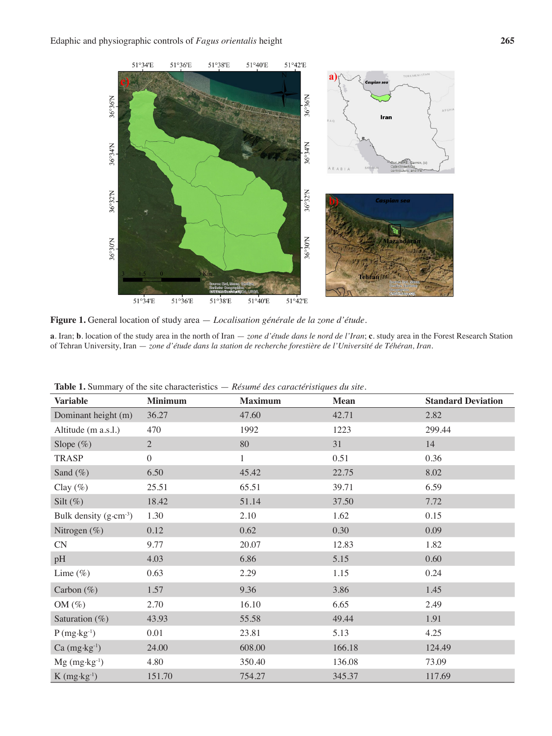**Figure 1.** General location of study area — *Localisation générale de la zone d'étude*.

**a**. Iran; **b**. location of the study area in the north of Iran — *zone d'étude dans le nord de l'Iran*; **c**. study area in the Forest Research Station of Tehran University, Iran — *zone d'étude dans la station de recherche forestière de l'Université de Téhéran, Iran*.

**Table 1.** Summary of the site characteristics — *Résumé des caractéristiques du site*.

| Variable | Minimum | Maximum | Mean | Standard Deviation |
|---|---|---|---|---|
| Dominant height (m) | 36.27 | 47.60 | 42.71 | 2.82 |
| Altitude (m a.s.l.) | 470 | 1992 | 1223 | 299.44 |
| Slope (%) | 2 | 80 | 31 | 14 |
| TRASP | 0 | 1 | 0.51 | 0.36 |
| Sand (%) | 6.50 | 45.42 | 22.75 | 8.02 |
| Clay (%) | 25.51 | 65.51 | 39.71 | 6.59 |
| Silt (%) | 18.42 | 51.14 | 37.50 | 7.72 |
| Bulk density ($g \cdot cm^{-3}$) | 1.30 | 2.10 | 1.62 | 0.15 |
| Nitrogen (%) | 0.12 | 0.62 | 0.30 | 0.09 |
| CN | 9.77 | 20.07 | 12.83 | 1.82 |
| pH | 4.03 | 6.86 | 5.15 | 0.60 |
| Lime (%) | 0.63 | 2.29 | 1.15 | 0.24 |
| Carbon (%) | 1.57 | 9.36 | 3.86 | 1.45 |
| OM (%) | 2.70 | 16.10 | 6.65 | 2.49 |
| Saturation (%) | 43.93 | 55.58 | 49.44 | 1.91 |
| P ($mg \cdot kg^{-1}$) | 0.01 | 23.81 | 5.13 | 4.25 |
| Ca ($mg \cdot kg^{-1}$) | 24.00 | 608.00 | 166.18 | 124.49 |
| Mg ($mg \cdot kg^{-1}$) | 4.80 | 350.40 | 136.08 | 73.09 |
| K ($mg \cdot kg^{-1}$) | 151.70 | 754.27 | 345.37 | 117.69 |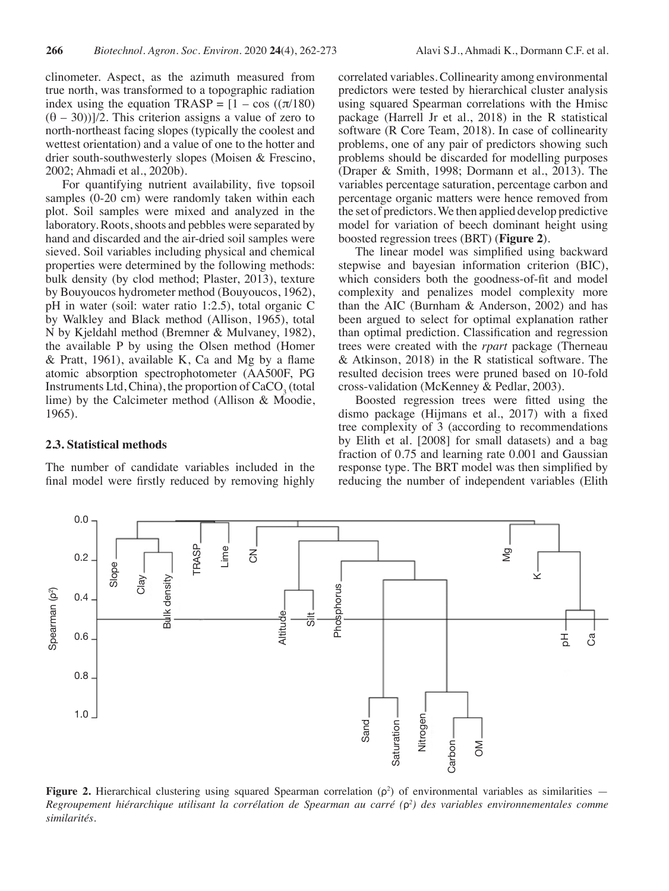clinometer. Aspect, as the azimuth measured from true north, was transformed to a topographic radiation index using the equation TRASP = $[1 - \cos((\pi/180)(\theta - 30))]/2$. This criterion assigns a value of zero to north-northeast facing slopes (typically the coolest and wettest orientation) and a value of one to the hotter and drier south-southwesterly slopes (Moisen & Frescino, 2002; Ahmadi et al., 2020b).

For quantifying nutrient availability, five topsoil samples (0-20 cm) were randomly taken within each plot. Soil samples were mixed and analyzed in the laboratory. Roots, shoots and pebbles were separated by hand and discarded and the air-dried soil samples were sieved. Soil variables including physical and chemical properties were determined by the following methods: bulk density (by clod method; Plaster, 2013), texture by Bouyoucos hydrometer method (Bouyoucos, 1962), pH in water (soil: water ratio 1:2.5), total organic C by Walkley and Black method (Allison, 1965), total N by Kjeldahl method (Bremner & Mulvaney, 1982), the available P by using the Olsen method (Homer & Pratt, 1961), available K, Ca and Mg by a flame atomic absorption spectrophotometer (AA500F, PG Instruments Ltd, China), the proportion of $CaCO_3$ (total lime) by the Calcimeter method (Allison & Moodie, 1965).

### 2.3. Statistical methods

The number of candidate variables included in the final model were firstly reduced by removing highly correlated variables. Collinearity among environmental predictors were tested by hierarchical cluster analysis using squared Spearman correlations with the Hmisc package (Harrell Jr et al., 2018) in the R statistical software (R Core Team, 2018). In case of collinearity problems, one of any pair of predictors showing such problems should be discarded for modelling purposes (Draper & Smith, 1998; Dormann et al., 2013). The variables percentage saturation, percentage carbon and percentage organic matters were hence removed from the set of predictors. We then applied develop predictive model for variation of beech dominant height using boosted regression trees (BRT) (**Figure 2**).

The linear model was simplified using backward stepwise and bayesian information criterion (BIC), which considers both the goodness-of-fit and model complexity and penalizes model complexity more than the AIC (Burnham & Anderson, 2002) and has been argued to select for optimal explanation rather than optimal prediction. Classification and regression trees were created with the *rpart* package (Therneau & Atkinson, 2018) in the R statistical software. The resulted decision trees were pruned based on 10-fold cross-validation (McKenney & Pedlar, 2003).

Boosted regression trees were fitted using the dismo package (Hijmans et al., 2017) with a fixed tree complexity of 3 (according to recommendations by Elith et al. [2008] for small datasets) and a bag fraction of 0.75 and learning rate 0.001 and Gaussian response type. The BRT model was then simplified by reducing the number of independent variables (Elith

**Figure 2.** Hierarchical clustering using squared Spearman correlation ($\rho^2$) of environmental variables as similarities — *Regroupement hiérarchique utilisant la corrélation de Spearman au carré ($\rho^2$) des variables environnementales comme similarités.*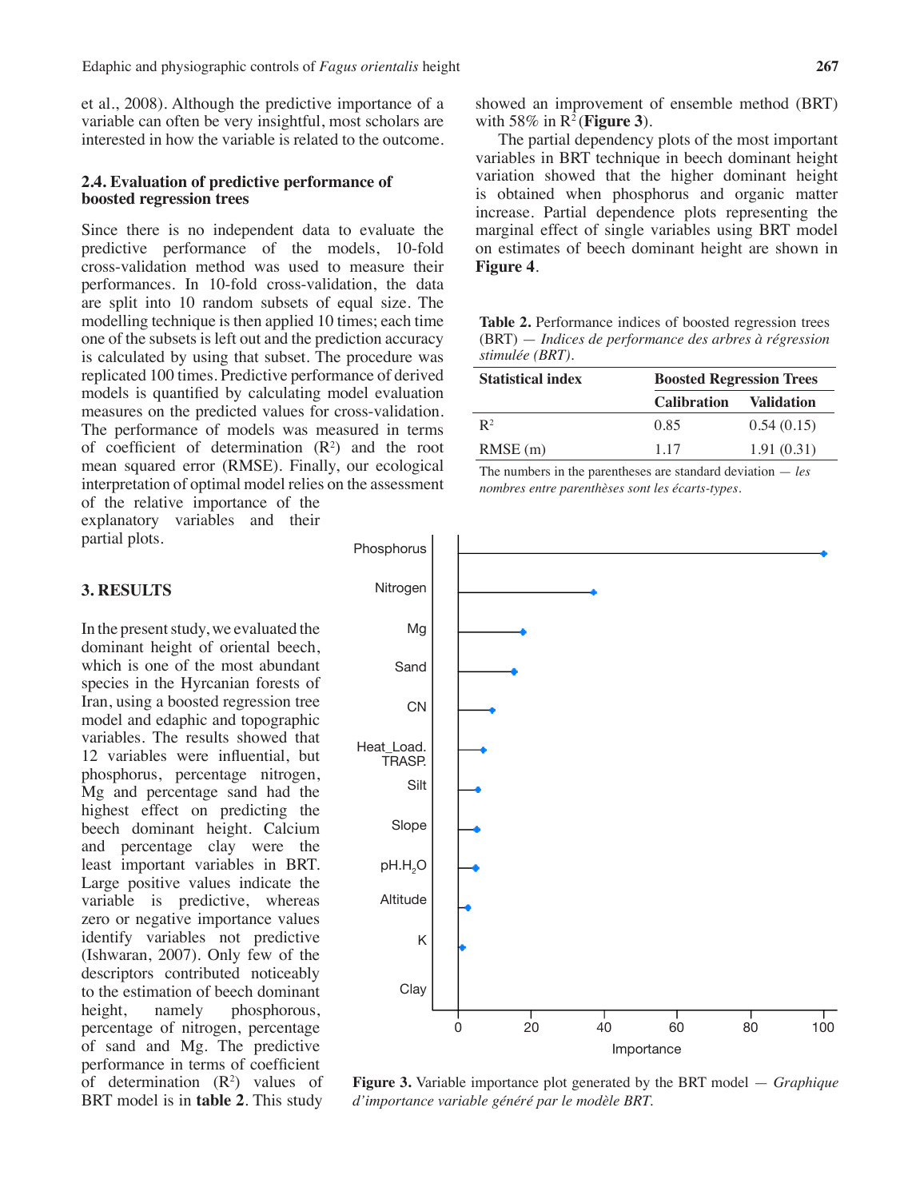et al., 2008). Although the predictive importance of a variable can often be very insightful, most scholars are interested in how the variable is related to the outcome.

### 2.4. Evaluation of predictive performance of boosted regression trees

Since there is no independent data to evaluate the predictive performance of the models, 10-fold cross-validation method was used to measure their performances. In 10-fold cross-validation, the data are split into 10 random subsets of equal size. The modelling technique is then applied 10 times; each time one of the subsets is left out and the prediction accuracy is calculated by using that subset. The procedure was replicated 100 times. Predictive performance of derived models is quantified by calculating model evaluation measures on the predicted values for cross-validation. The performance of models was measured in terms of coefficient of determination ($R^2$) and the root mean squared error (RMSE). Finally, our ecological interpretation of optimal model relies on the assessment of the relative importance of the explanatory variables and their partial plots.

## 3. RESULTS

In the present study, we evaluated the dominant height of oriental beech, which is one of the most abundant species in the Hyrcanian forests of Iran, using a boosted regression tree model and edaphic and topographic variables. The results showed that 12 variables were influential, but phosphorus, percentage nitrogen, Mg and percentage sand had the highest effect on predicting the beech dominant height. Calcium and percentage clay were the least important variables in BRT. Large positive values indicate the variable is predictive, whereas zero or negative importance values identify variables not predictive (Ishwaran, 2007). Only few of the descriptors contributed noticeably to the estimation of beech dominant height, namely phosphorus, percentage of nitrogen, percentage of sand and Mg. The predictive performance in terms of coefficient of determination ($R^2$) values of BRT model is in **table 2**. This study showed an improvement of ensemble method (BRT) with 58% in $R^2$ (**Figure 3**).

The partial dependency plots of the most important variables in BRT technique in beech dominant height variation showed that the higher dominant height is obtained when phosphorus and organic matter increase. Partial dependence plots representing the marginal effect of single variables using BRT model on estimates of beech dominant height are shown in **Figure 4**.

**Table 2.** Performance indices of boosted regression trees (BRT) — *Indices de performance des arbres à régression stimulée (BRT)*.

| Statistical index | Boosted Regression Trees | |
|---|---|---|
| | Calibration | Validation |
| $R^2$ | 0.85 | 0.54 (0.15) |
| RMSE (m) | 1.17 | 1.91 (0.31) |

The numbers in the parentheses are standard deviation — *les nombres entre parenthèses sont les écarts-types*.

**Figure 3.** Variable importance plot generated by the BRT model — *Graphique d'importance variable généré par le modèle BRT.*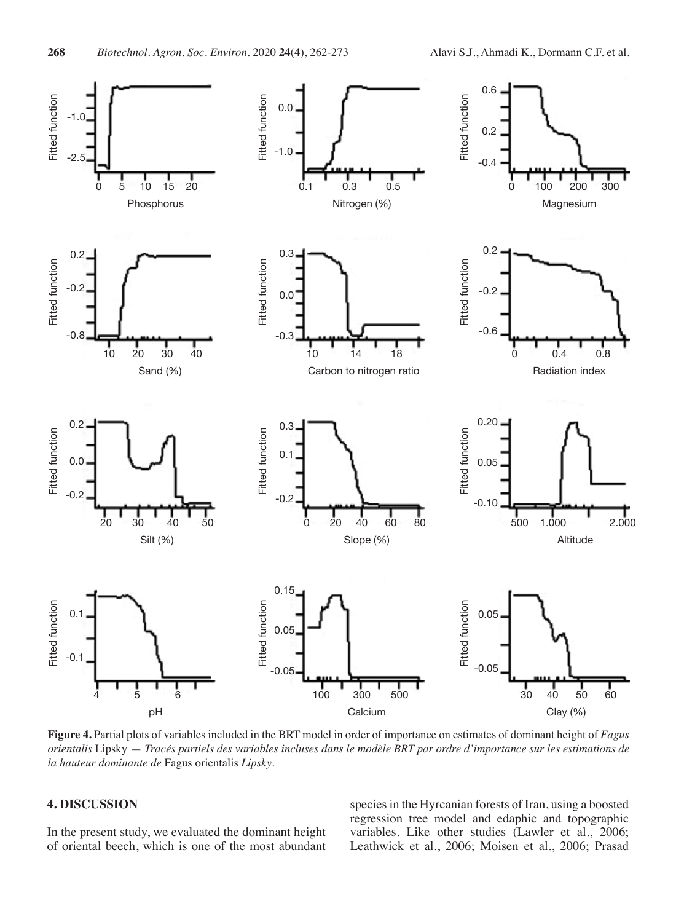Figure 4. Partial plots of variables included in the BRT model in order of importance on estimates of dominant height of *Fagus orientalis* Lipsky — *Tracés partiels des variables incluses dans le modèle BRT par ordre d'importance sur les estimations de la hauteur dominante de* Fagus orientalis *Lipsky*.

## 4. DISCUSSION

In the present study, we evaluated the dominant height of oriental beech, which is one of the most abundant species in the Hyrcanian forests of Iran, using a boosted regression tree model and edaphic and topographic variables. Like other studies (Lawler et al., 2006; Leathwick et al., 2006; Moisen et al., 2006; Prasad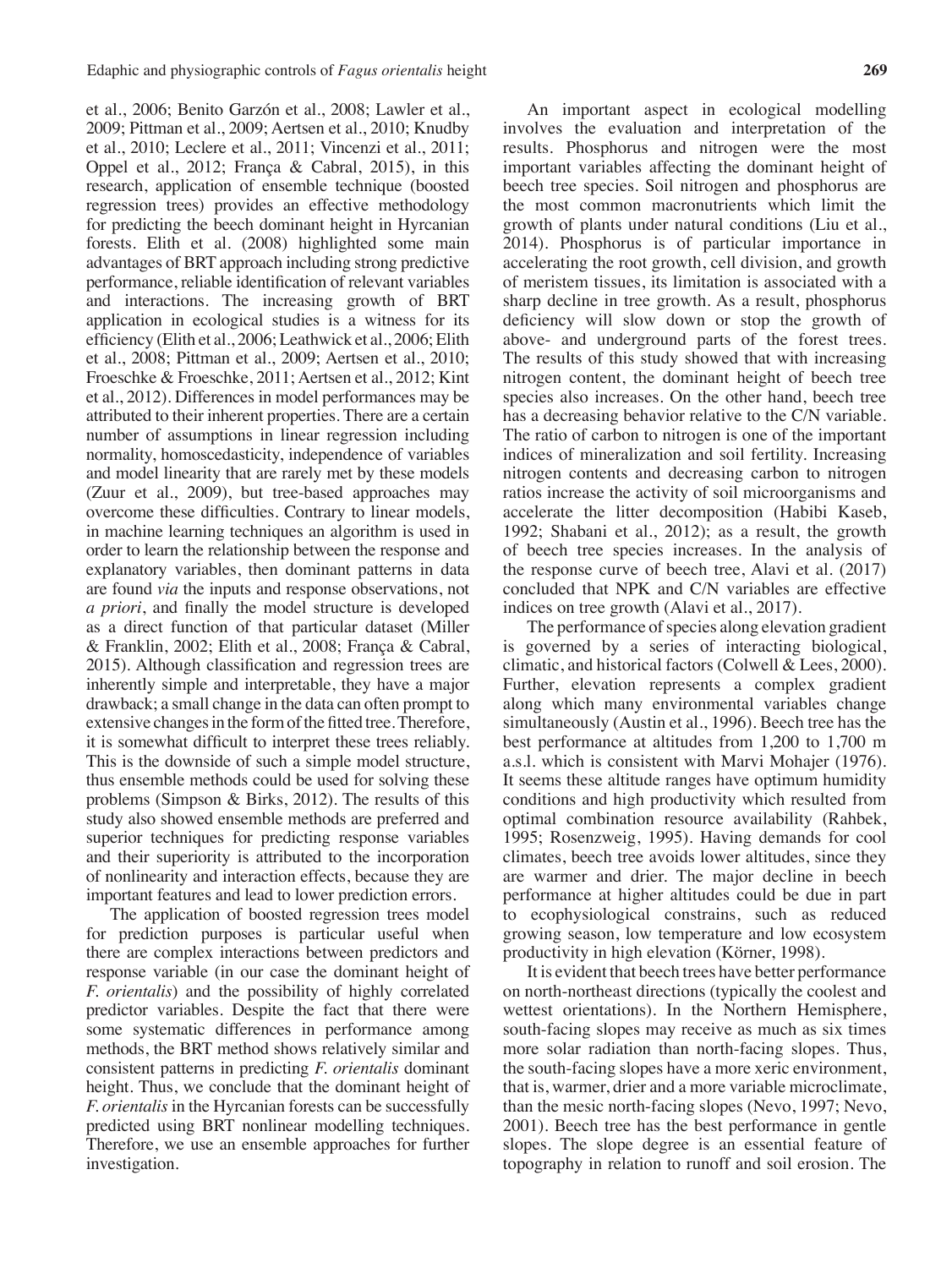et al., 2006; Benito Garzón et al., 2008; Lawler et al., 2009; Pittman et al., 2009; Aertsen et al., 2010; Knudby et al., 2010; Leclere et al., 2011; Vincenzi et al., 2011; Oppel et al., 2012; França & Cabral, 2015), in this research, application of ensemble technique (boosted regression trees) provides an effective methodology for predicting the beech dominant height in Hyrcanian forests. Elith et al. (2008) highlighted some main advantages of BRT approach including strong predictive performance, reliable identification of relevant variables and interactions. The increasing growth of BRT application in ecological studies is a witness for its efficiency (Elith et al., 2006; Leathwick et al., 2006; Elith et al., 2008; Pittman et al., 2009; Aertsen et al., 2010; Froeschke & Froeschke, 2011; Aertsen et al., 2012; Kint et al., 2012). Differences in model performances may be attributed to their inherent properties. There are a certain number of assumptions in linear regression including normality, homoscedasticity, independence of variables and model linearity that are rarely met by these models (Zuur et al., 2009), but tree-based approaches may overcome these difficulties. Contrary to linear models, in machine learning techniques an algorithm is used in order to learn the relationship between the response and explanatory variables, then dominant patterns in data are found *via* the inputs and response observations, not *a priori*, and finally the model structure is developed as a direct function of that particular dataset (Miller & Franklin, 2002; Elith et al., 2008; França & Cabral, 2015). Although classification and regression trees are inherently simple and interpretable, they have a major drawback; a small change in the data can often prompt to extensive changes in the form of the fitted tree. Therefore, it is somewhat difficult to interpret these trees reliably. This is the downside of such a simple model structure, thus ensemble methods could be used for solving these problems (Simpson & Birks, 2012). The results of this study also showed ensemble methods are preferred and superior techniques for predicting response variables and their superiority is attributed to the incorporation of nonlinearity and interaction effects, because they are important features and lead to lower prediction errors.

The application of boosted regression trees model for prediction purposes is particular useful when there are complex interactions between predictors and response variable (in our case the dominant height of *F. orientalis*) and the possibility of highly correlated predictor variables. Despite the fact that there were some systematic differences in performance among methods, the BRT method shows relatively similar and consistent patterns in predicting *F. orientalis* dominant height. Thus, we conclude that the dominant height of *F. orientalis* in the Hyrcanian forests can be successfully predicted using BRT nonlinear modelling techniques. Therefore, we use an ensemble approaches for further investigation.

An important aspect in ecological modelling involves the evaluation and interpretation of the results. Phosphorus and nitrogen were the most important variables affecting the dominant height of beech tree species. Soil nitrogen and phosphorus are the most common macronutrients which limit the growth of plants under natural conditions (Liu et al., 2014). Phosphorus is of particular importance in accelerating the root growth, cell division, and growth of meristem tissues, its limitation is associated with a sharp decline in tree growth. As a result, phosphorus deficiency will slow down or stop the growth of above- and underground parts of the forest trees. The results of this study showed that with increasing nitrogen content, the dominant height of beech tree species also increases. On the other hand, beech tree has a decreasing behavior relative to the C/N variable. The ratio of carbon to nitrogen is one of the important indices of mineralization and soil fertility. Increasing nitrogen contents and decreasing carbon to nitrogen ratios increase the activity of soil microorganisms and accelerate the litter decomposition (Habibi Kaseb, 1992; Shabani et al., 2012); as a result, the growth of beech tree species increases. In the analysis of the response curve of beech tree, Alavi et al. (2017) concluded that NPK and C/N variables are effective indices on tree growth (Alavi et al., 2017).

The performance of species along elevation gradient is governed by a series of interacting biological, climatic, and historical factors (Colwell & Lees, 2000). Further, elevation represents a complex gradient along which many environmental variables change simultaneously (Austin et al., 1996). Beech tree has the best performance at altitudes from 1,200 to 1,700 m a.s.l. which is consistent with Marvi Mohajer (1976). It seems these altitude ranges have optimum humidity conditions and high productivity which resulted from optimal combination resource availability (Rahbek, 1995; Rosenzweig, 1995). Having demands for cool climates, beech tree avoids lower altitudes, since they are warmer and drier. The major decline in beech performance at higher altitudes could be due in part to ecophysiological constrains, such as reduced growing season, low temperature and low ecosystem productivity in high elevation (Körner, 1998).

It is evident that beech trees have better performance on north-northeast directions (typically the coolest and wettest orientations). In the Northern Hemisphere, south-facing slopes may receive as much as six times more solar radiation than north-facing slopes. Thus, the south-facing slopes have a more xeric environment, that is, warmer, drier and a more variable microclimate, than the mesic north-facing slopes (Nevo, 1997; Nevo, 2001). Beech tree has the best performance in gentle slopes. The slope degree is an essential feature of topography in relation to runoff and soil erosion. The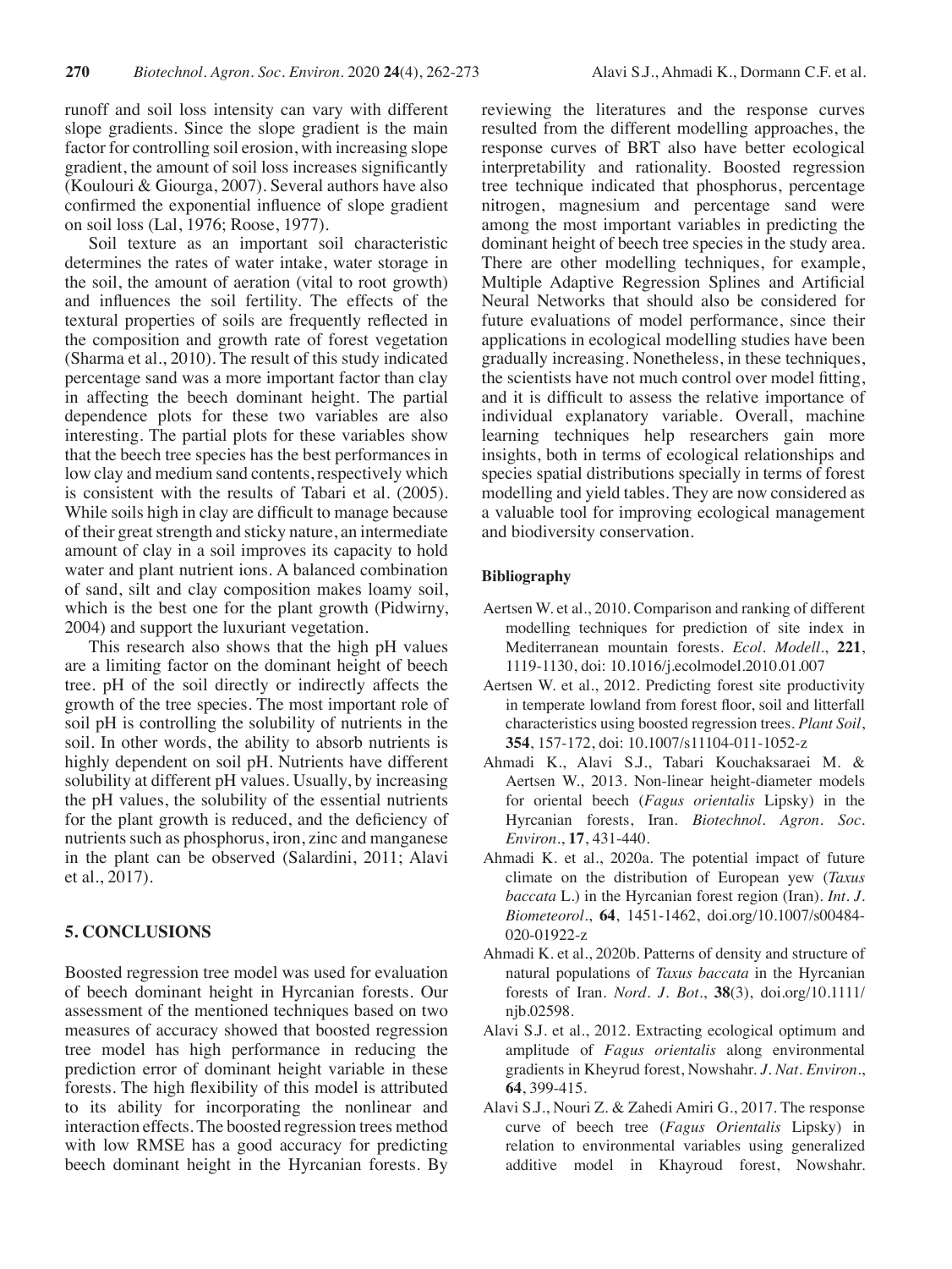runoff and soil loss intensity can vary with different slope gradients. Since the slope gradient is the main factor for controlling soil erosion, with increasing slope gradient, the amount of soil loss increases significantly (Koulouri & Giourga, 2007). Several authors have also confirmed the exponential influence of slope gradient on soil loss (Lal, 1976; Roose, 1977).

Soil texture as an important soil characteristic determines the rates of water intake, water storage in the soil, the amount of aeration (vital to root growth) and influences the soil fertility. The effects of the textural properties of soils are frequently reflected in the composition and growth rate of forest vegetation (Sharma et al., 2010). The result of this study indicated percentage sand was a more important factor than clay in affecting the beech dominant height. The partial dependence plots for these two variables are also interesting. The partial plots for these variables show that the beech tree species has the best performances in low clay and medium sand contents, respectively which is consistent with the results of Tabari et al. (2005). While soils high in clay are difficult to manage because of their great strength and sticky nature, an intermediate amount of clay in a soil improves its capacity to hold water and plant nutrient ions. A balanced combination of sand, silt and clay composition makes loamy soil, which is the best one for the plant growth (Pidwirny, 2004) and support the luxuriant vegetation.

This research also shows that the high pH values are a limiting factor on the dominant height of beech tree. pH of the soil directly or indirectly affects the growth of the tree species. The most important role of soil pH is controlling the solubility of nutrients in the soil. In other words, the ability to absorb nutrients is highly dependent on soil pH. Nutrients have different solubility at different pH values. Usually, by increasing the pH values, the solubility of the essential nutrients for the plant growth is reduced, and the deficiency of nutrients such as phosphorus, iron, zinc and manganese in the plant can be observed (Salardini, 2011; Alavi et al., 2017).

## 5. CONCLUSIONS

Boosted regression tree model was used for evaluation of beech dominant height in Hyrcanian forests. Our assessment of the mentioned techniques based on two measures of accuracy showed that boosted regression tree model has high performance in reducing the prediction error of dominant height variable in these forests. The high flexibility of this model is attributed to its ability for incorporating the nonlinear and interaction effects. The boosted regression trees method with low RMSE has a good accuracy for predicting beech dominant height in the Hyrcanian forests. By reviewing the literatures and the response curves resulted from the different modelling approaches, the response curves of BRT also have better ecological interpretability and rationality. Boosted regression tree technique indicated that phosphorus, percentage nitrogen, magnesium and percentage sand were among the most important variables in predicting the dominant height of beech tree species in the study area. There are other modelling techniques, for example, Multiple Adaptive Regression Splines and Artificial Neural Networks that should also be considered for future evaluations of model performance, since their applications in ecological modelling studies have been gradually increasing. Nonetheless, in these techniques, the scientists have not much control over model fitting, and it is difficult to assess the relative importance of individual explanatory variable. Overall, machine learning techniques help researchers gain more insights, both in terms of ecological relationships and species spatial distributions specially in terms of forest modelling and yield tables. They are now considered as a valuable tool for improving ecological management and biodiversity conservation.

### Bibliography

Aertsen W. et al., 2010. Comparison and ranking of different modelling techniques for prediction of site index in Mediterranean mountain forests. *Ecol. Modell.*, **221**, 1119-1130, doi: 10.1016/j.ecolmodel.2010.01.007

Aertsen W. et al., 2012. Predicting forest site productivity in temperate lowland from forest floor, soil and litterfall characteristics using boosted regression trees. *Plant Soil*, **354**, 157-172, doi: 10.1007/s11104-011-1052-z

Ahmadi K., Alavi S.J., Tabari Kouchaksaraei M. & Aertsen W., 2013. Non-linear height-diameter models for oriental beech (*Fagus orientalis* Lipsky) in the Hyrcanian forests, Iran. *Biotechnol. Agron. Soc. Environ.*, **17**, 431-440.

Ahmadi K. et al., 2020a. The potential impact of future climate on the distribution of European yew (*Taxus baccata* L.) in the Hyrcanian forest region (Iran). *Int. J. Biometeorol.*, **64**, 1451-1462, doi.org/10.1007/s00484-020-01922-z

Ahmadi K. et al., 2020b. Patterns of density and structure of natural populations of *Taxus baccata* in the Hyrcanian forests of Iran. *Nord. J. Bot.*, **38**(3), doi.org/10.1111/njb.02598.

Alavi S.J. et al., 2012. Extracting ecological optimum and amplitude of *Fagus orientalis* along environmental gradients in Kheyrud forest, Nowshahr. *J. Nat. Environ.*, **64**, 399-415.

Alavi S.J., Nouri Z. & Zahedi Amiri G., 2017. The response curve of beech tree (*Fagus Orientalis* Lipsky) in relation to environmental variables using generalized additive model in Khayroud forest, Nowshahr.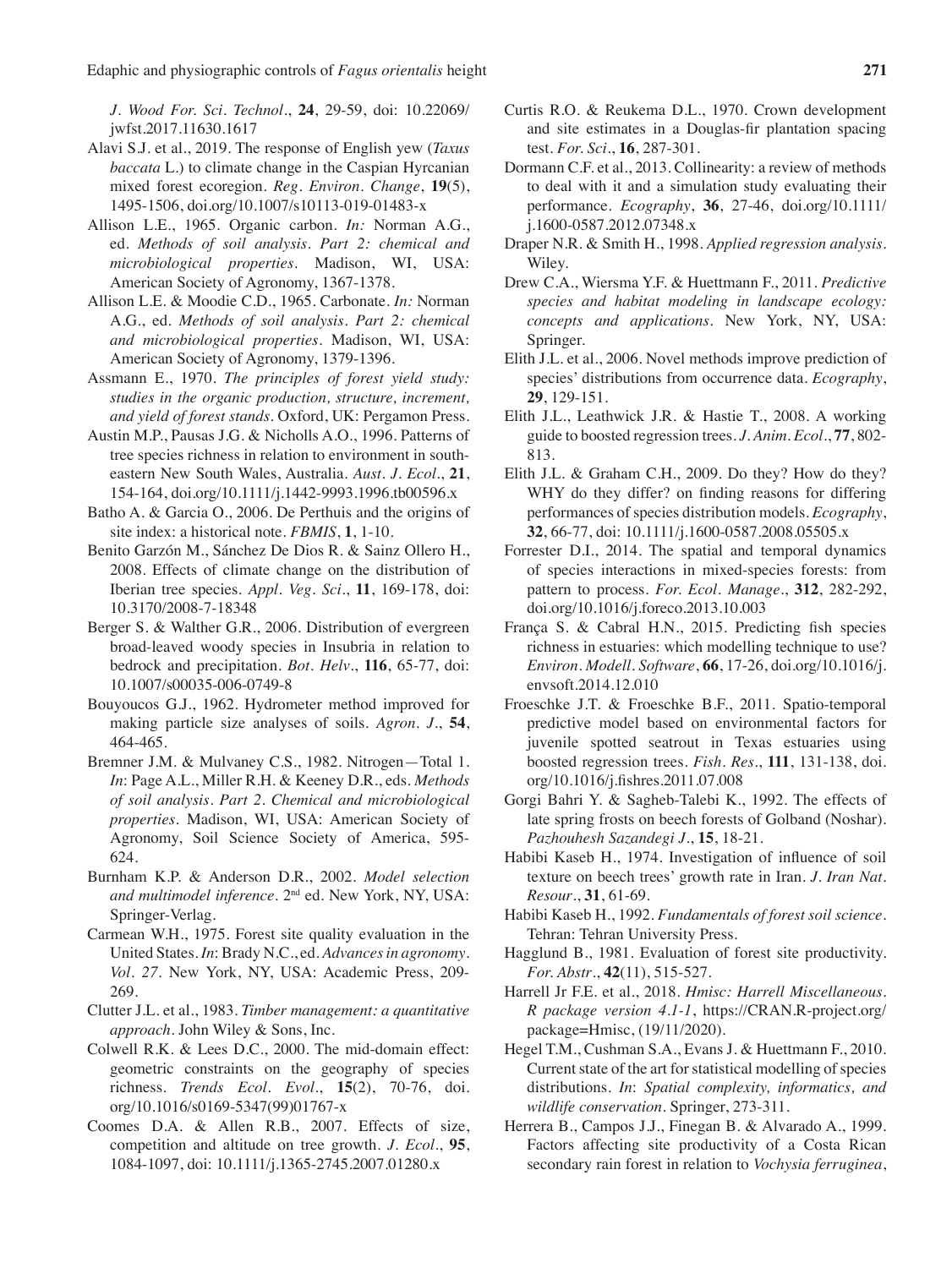*J. Wood For. Sci. Technol.*, **24**, 29-59, doi: 10.22069/jwfst.2017.11630.1617

Alavi S.J. et al., 2019. The response of English yew (*Taxus baccata* L.) to climate change in the Caspian Hyrcanian mixed forest ecoregion. *Reg. Environ. Change*, **19**(5), 1495-1506, doi.org/10.1007/s10113-019-01483-x

Allison L.E., 1965. Organic carbon. *In:* Norman A.G., ed. *Methods of soil analysis. Part 2: chemical and microbiological properties*. Madison, WI, USA: American Society of Agronomy, 1367-1378.

Allison L.E. & Moodie C.D., 1965. Carbonate. *In:* Norman A.G., ed. *Methods of soil analysis. Part 2: chemical and microbiological properties*. Madison, WI, USA: American Society of Agronomy, 1379-1396.

Assmann E., 1970. *The principles of forest yield study: studies in the organic production, structure, increment, and yield of forest stands*. Oxford, UK: Pergamon Press.

Austin M.P., Pausas J.G. & Nicholls A.O., 1996. Patterns of tree species richness in relation to environment in southeastern New South Wales, Australia. *Aust. J. Ecol.*, **21**, 154-164, doi.org/10.1111/j.1442-9993.1996.tb00596.x

Batho A. & Garcia O., 2006. De Perthuis and the origins of site index: a historical note. *FBMIS*, **1**, 1-10.

Benito Garzón M., Sánchez De Dios R. & Sainz Ollero H., 2008. Effects of climate change on the distribution of Iberian tree species. *Appl. Veg. Sci.*, **11**, 169-178, doi: 10.3170/2008-7-18348

Berger S. & Walther G.R., 2006. Distribution of evergreen broad-leaved woody species in Insubria in relation to bedrock and precipitation. *Bot. Helv.*, **116**, 65-77, doi: 10.1007/s00035-006-0749-8

Bouyoucos G.J., 1962. Hydrometer method improved for making particle size analyses of soils. *Agron. J.*, **54**, 464-465.

Bremner J.M. & Mulvaney C.S., 1982. Nitrogen—Total 1. *In*: Page A.L., Miller R.H. & Keeney D.R., eds. *Methods of soil analysis. Part 2. Chemical and microbiological properties*. Madison, WI, USA: American Society of Agronomy, Soil Science Society of America, 595-624.

Burnham K.P. & Anderson D.R., 2002. *Model selection and multimodel inference*. 2nd ed. New York, NY, USA: Springer-Verlag.

Carmean W.H., 1975. Forest site quality evaluation in the United States. *In*: Brady N.C., ed. *Advances in agronomy. Vol. 27*. New York, NY, USA: Academic Press, 209-269.

Clutter J.L. et al., 1983. *Timber management: a quantitative approach*. John Wiley & Sons, Inc.

Colwell R.K. & Lees D.C., 2000. The mid-domain effect: geometric constraints on the geography of species richness. *Trends Ecol. Evol.*, **15**(2), 70-76, doi.org/10.1016/s0169-5347(99)01767-x

Coomes D.A. & Allen R.B., 2007. Effects of size, competition and altitude on tree growth. *J. Ecol.*, **95**, 1084-1097, doi: 10.1111/j.1365-2745.2007.01280.x

Curtis R.O. & Reukema D.L., 1970. Crown development and site estimates in a Douglas-fir plantation spacing test. *For. Sci.*, **16**, 287-301.

Dormann C.F. et al., 2013. Collinearity: a review of methods to deal with it and a simulation study evaluating their performance. *Ecography*, **36**, 27-46, doi.org/10.1111/j.1600-0587.2012.07348.x

Draper N.R. & Smith H., 1998. *Applied regression analysis*. Wiley.

Drew C.A., Wiersma Y.F. & Huettmann F., 2011. *Predictive species and habitat modeling in landscape ecology: concepts and applications*. New York, NY, USA: Springer.

Elith J.L. et al., 2006. Novel methods improve prediction of species' distributions from occurrence data. *Ecography*, **29**, 129-151.

Elith J.L., Leathwick J.R. & Hastie T., 2008. A working guide to boosted regression trees. *J. Anim. Ecol.*, **77**, 802-813.

Elith J.L. & Graham C.H., 2009. Do they? How do they? WHY do they differ? on finding reasons for differing performances of species distribution models. *Ecography*, **32**, 66-77, doi: 10.1111/j.1600-0587.2008.05505.x

Forrester D.I., 2014. The spatial and temporal dynamics of species interactions in mixed-species forests: from pattern to process. *For. Ecol. Manage.*, **312**, 282-292, doi.org/10.1016/j.foreco.2013.10.003

França S. & Cabral H.N., 2015. Predicting fish species richness in estuaries: which modelling technique to use? *Environ. Modell. Software*, **66**, 17-26, doi.org/10.1016/j.envsoft.2014.12.010

Froeschke J.T. & Froeschke B.F., 2011. Spatio-temporal predictive model based on environmental factors for juvenile spotted seatrout in Texas estuaries using boosted regression trees. *Fish. Res.*, **111**, 131-138, doi.org/10.1016/j.fishres.2011.07.008

Gorgi Bahri Y. & Sagheb-Talebi K., 1992. The effects of late spring frosts on beech forests of Golband (Noshar). *Pazhouhesh Sazandegi J.*, **15**, 18-21.

Habibi Kaseb H., 1974. Investigation of influence of soil texture on beech trees' growth rate in Iran. *J. Iran Nat. Resour.*, **31**, 61-69.

Habibi Kaseb H., 1992. *Fundamentals of forest soil science*. Tehran: Tehran University Press.

Hagglund B., 1981. Evaluation of forest site productivity. *For. Abstr.*, **42**(11), 515-527.

Harrell Jr F.E. et al., 2018. *Hmisc: Harrell Miscellaneous. R package version 4.1-1*, https://CRAN.R-project.org/package=Hmisc, (19/11/2020).

Hegel T.M., Cushman S.A., Evans J. & Huettmann F., 2010. Current state of the art for statistical modelling of species distributions. *In*: *Spatial complexity, informatics, and wildlife conservation*. Springer, 273-311.

Herrera B., Campos J.J., Finegan B. & Alvarado A., 1999. Factors affecting site productivity of a Costa Rican secondary rain forest in relation to *Vochysia ferruginea*,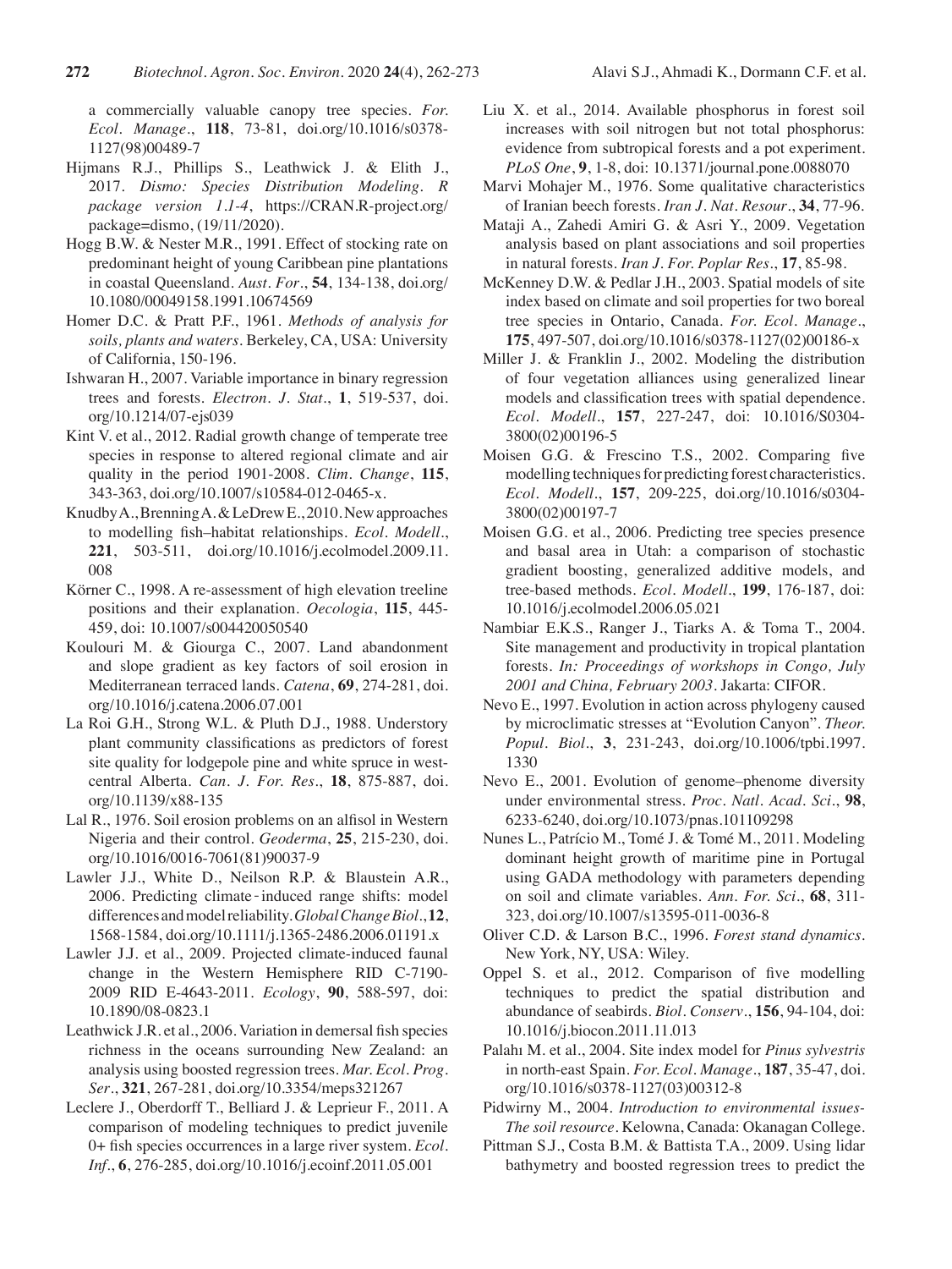a commercially valuable canopy tree species. *For. Ecol. Manage.*, **118**, 73-81, doi.org/10.1016/s0378-1127(98)00489-7

Hijmans R.J., Phillips S., Leathwick J. & Elith J., 2017. *Dismo: Species Distribution Modeling. R package version 1.1-4*, https://CRAN.R-project.org/package=dismo, (19/11/2020).

Hogg B.W. & Nester M.R., 1991. Effect of stocking rate on predominant height of young Caribbean pine plantations in coastal Queensland. *Aust. For.*, **54**, 134-138, doi.org/10.1080/00049158.1991.10674569

Homer D.C. & Pratt P.F., 1961. *Methods of analysis for soils, plants and waters*. Berkeley, CA, USA: University of California, 150-196.

Ishwaran H., 2007. Variable importance in binary regression trees and forests. *Electron. J. Stat.*, **1**, 519-537, doi.org/10.1214/07-ejs039

Kint V. et al., 2012. Radial growth change of temperate tree species in response to altered regional climate and air quality in the period 1901-2008. *Clim. Change*, **115**, 343-363, doi.org/10.1007/s10584-012-0465-x.

Knudby A., Brenning A. & LeDrew E., 2010. New approaches to modelling fish–habitat relationships. *Ecol. Modell.*, **221**, 503-511, doi.org/10.1016/j.ecolmodel.2009.11.008

Körner C., 1998. A re-assessment of high elevation treeline positions and their explanation. *Oecologia*, **115**, 445-459, doi: 10.1007/s004420050540

Koulouri M. & Giourga C., 2007. Land abandonment and slope gradient as key factors of soil erosion in Mediterranean terraced lands. *Catena*, **69**, 274-281, doi.org/10.1016/j.catena.2006.07.001

La Roi G.H., Strong W.L. & Pluth D.J., 1988. Understory plant community classifications as predictors of forest site quality for lodgepole pine and white spruce in west-central Alberta. *Can. J. For. Res.*, **18**, 875-887, doi.org/10.1139/x88-135

Lal R., 1976. Soil erosion problems on an alfisol in Western Nigeria and their control. *Geoderma*, **25**, 215-230, doi.org/10.1016/0016-7061(81)90037-9

Lawler J.J., White D., Neilson R.P. & Blaustein A.R., 2006. Predicting climate-induced range shifts: model differences and model reliability. *Global Change Biol.*, **12**, 1568-1584, doi.org/10.1111/j.1365-2486.2006.01191.x

Lawler J.J. et al., 2009. Projected climate-induced faunal change in the Western Hemisphere RID C-7190-2009 RID E-4643-2011. *Ecology*, **90**, 588-597, doi: 10.1890/08-0823.1

Leathwick J.R. et al., 2006. Variation in demersal fish species richness in the oceans surrounding New Zealand: an analysis using boosted regression trees. *Mar. Ecol. Prog. Ser.*, **321**, 267-281, doi.org/10.3354/meps321267

Leclere J., Oberdorff T., Belliard J. & Leprieur F., 2011. A comparison of modeling techniques to predict juvenile 0+ fish species occurrences in a large river system. *Ecol. Inf.*, **6**, 276-285, doi.org/10.1016/j.ecoinf.2011.05.001

Liu X. et al., 2014. Available phosphorus in forest soil increases with soil nitrogen but not total phosphorus: evidence from subtropical forests and a pot experiment. *PLoS One*, **9**, 1-8, doi: 10.1371/journal.pone.0088070

Marvi Mohajer M., 1976. Some qualitative characteristics of Iranian beech forests. *Iran J. Nat. Resour.*, **34**, 77-96.

Mataji A., Zahedi Amiri G. & Asri Y., 2009. Vegetation analysis based on plant associations and soil properties in natural forests. *Iran J. For. Poplar Res.*, **17**, 85-98.

McKenney D.W. & Pedlar J.H., 2003. Spatial models of site index based on climate and soil properties for two boreal tree species in Ontario, Canada. *For. Ecol. Manage.*, **175**, 497-507, doi.org/10.1016/s0378-1127(02)00186-x

Miller J. & Franklin J., 2002. Modeling the distribution of four vegetation alliances using generalized linear models and classification trees with spatial dependence. *Ecol. Modell.*, **157**, 227-247, doi: 10.1016/S0304-3800(02)00196-5

Moisen G.G. & Frescino T.S., 2002. Comparing five modelling techniques for predicting forest characteristics. *Ecol. Modell.*, **157**, 209-225, doi.org/10.1016/s0304-3800(02)00197-7

Moisen G.G. et al., 2006. Predicting tree species presence and basal area in Utah: a comparison of stochastic gradient boosting, generalized additive models, and tree-based methods. *Ecol. Modell.*, **199**, 176-187, doi: 10.1016/j.ecolmodel.2006.05.021

Nambiar E.K.S., Ranger J., Tiarks A. & Toma T., 2004. Site management and productivity in tropical plantation forests. *In: Proceedings of workshops in Congo, July 2001 and China, February 2003*. Jakarta: CIFOR.

Nevo E., 1997. Evolution in action across phylogeny caused by microclimatic stresses at "Evolution Canyon". *Theor. Popul. Biol.*, **3**, 231-243, doi.org/10.1006/tpbi.1997.1330

Nevo E., 2001. Evolution of genome–phenome diversity under environmental stress. *Proc. Natl. Acad. Sci.*, **98**, 6233-6240, doi.org/10.1073/pnas.101109298

Nunes L., Patrício M., Tomé J. & Tomé M., 2011. Modeling dominant height growth of maritime pine in Portugal using GADA methodology with parameters depending on soil and climate variables. *Ann. For. Sci.*, **68**, 311-323, doi.org/10.1007/s13595-011-0036-8

Oliver C.D. & Larson B.C., 1996. *Forest stand dynamics*. New York, NY, USA: Wiley.

Oppel S. et al., 2012. Comparison of five modelling techniques to predict the spatial distribution and abundance of seabirds. *Biol. Conserv.*, **156**, 94-104, doi: 10.1016/j.biocon.2011.11.013

Palahı M. et al., 2004. Site index model for *Pinus sylvestris* in north-east Spain. *For. Ecol. Manage.*, **187**, 35-47, doi.org/10.1016/s0378-1127(03)00312-8

Pidwirny M., 2004. *Introduction to environmental issues-The soil resource*. Kelowna, Canada: Okanagan College.

Pittman S.J., Costa B.M. & Battista T.A., 2009. Using lidar bathymetry and boosted regression trees to predict the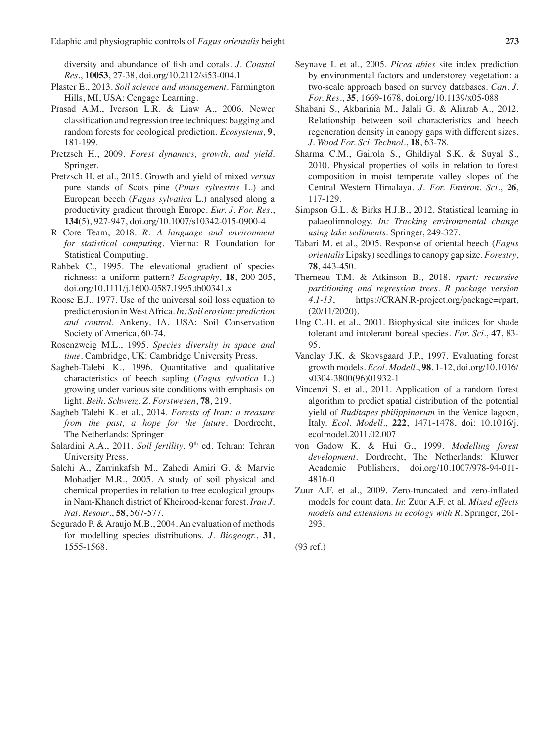diversity and abundance of fish and corals. *J. Coastal Res.*, **10053**, 27-38, doi.org/10.2112/si53-004.1

Plaster E., 2013. *Soil science and management*. Farmington Hills, MI, USA: Cengage Learning.

Prasad A.M., Iverson L.R. & Liaw A., 2006. Newer classification and regression tree techniques: bagging and random forests for ecological prediction. *Ecosystems*, **9**, 181-199.

Pretzsch H., 2009. *Forest dynamics, growth, and yield*. Springer.

Pretzsch H. et al., 2015. Growth and yield of mixed *versus* pure stands of Scots pine (*Pinus sylvestris* L.) and European beech (*Fagus sylvatica* L.) analysed along a productivity gradient through Europe. *Eur. J. For. Res.*, **134**(5), 927-947, doi.org/10.1007/s10342-015-0900-4

R Core Team, 2018. *R: A language and environment for statistical computing*. Vienna: R Foundation for Statistical Computing.

Rahbek C., 1995. The elevational gradient of species richness: a uniform pattern? *Ecography*, **18**, 200-205, doi.org/10.1111/j.1600-0587.1995.tb00341.x

Roose E.J., 1977. Use of the universal soil loss equation to predict erosion in West Africa. *In: Soil erosion: prediction and control*. Ankeny, IA, USA: Soil Conservation Society of America, 60-74.

Rosenzweig M.L., 1995. *Species diversity in space and time*. Cambridge, UK: Cambridge University Press.

Sagheb-Talebi K., 1996. Quantitative and qualitative characteristics of beech sapling (*Fagus sylvatica* L.) growing under various site conditions with emphasis on light. *Beih. Schweiz. Z. Forstwesen*, **78**, 219.

Sagheb Talebi K. et al., 2014. *Forests of Iran: a treasure from the past, a hope for the future*. Dordrecht, The Netherlands: Springer

Salardini A.A., 2011. *Soil fertility*. 9th ed. Tehran: Tehran University Press.

Salehi A., Zarrinkafsh M., Zahedi Amiri G. & Marvie Mohadjer M.R., 2005. A study of soil physical and chemical properties in relation to tree ecological groups in Nam-Khaneh district of Kheirood-kenar forest. *Iran J. Nat. Resour.*, **58**, 567-577.

Segurado P. & Araujo M.B., 2004. An evaluation of methods for modelling species distributions. *J. Biogeogr.*, **31**, 1555-1568.

Seynave I. et al., 2005. *Picea abies* site index prediction by environmental factors and understorey vegetation: a two-scale approach based on survey databases. *Can. J. For. Res.*, **35**, 1669-1678, doi.org/10.1139/x05-088

Shabani S., Akbarinia M., Jalali G. & Aliarab A., 2012. Relationship between soil characteristics and beech regeneration density in canopy gaps with different sizes. *J. Wood For. Sci. Technol.*, **18**, 63-78.

Sharma C.M., Gairola S., Ghildiyal S.K. & Suyal S., 2010. Physical properties of soils in relation to forest composition in moist temperate valley slopes of the Central Western Himalaya. *J. For. Environ. Sci.*, **26**, 117-129.

Simpson G.L. & Birks H.J.B., 2012. Statistical learning in palaeolimnology. *In: Tracking environmental change using lake sediments*. Springer, 249-327.

Tabari M. et al., 2005. Response of oriental beech (*Fagus orientalis* Lipsky) seedlings to canopy gap size. *Forestry*, **78**, 443-450.

Therneau T.M. & Atkinson B., 2018. *rpart: recursive partitioning and regression trees. R package version 4.1-13*, https://CRAN.R-project.org/package=rpart, (20/11/2020).

Ung C.-H. et al., 2001. Biophysical site indices for shade tolerant and intolerant boreal species. *For. Sci.*, **47**, 83-95.

Vanclay J.K. & Skovsgaard J.P., 1997. Evaluating forest growth models. *Ecol. Modell.*, **98**, 1-12, doi.org/10.1016/s0304-3800(96)01932-1

Vincenzi S. et al., 2011. Application of a random forest algorithm to predict spatial distribution of the potential yield of *Ruditapes philippinarum* in the Venice lagoon, Italy. *Ecol. Modell.*, **222**, 1471-1478, doi: 10.1016/j.ecolmodel.2011.02.007

von Gadow K. & Hui G., 1999. *Modelling forest development*. Dordrecht, The Netherlands: Kluwer Academic Publishers, doi.org/10.1007/978-94-011-4816-0

Zuur A.F. et al., 2009. Zero-truncated and zero-inflated models for count data. *In*: Zuur A.F. et al. *Mixed effects models and extensions in ecology with R*. Springer, 261-293.

(93 ref.)